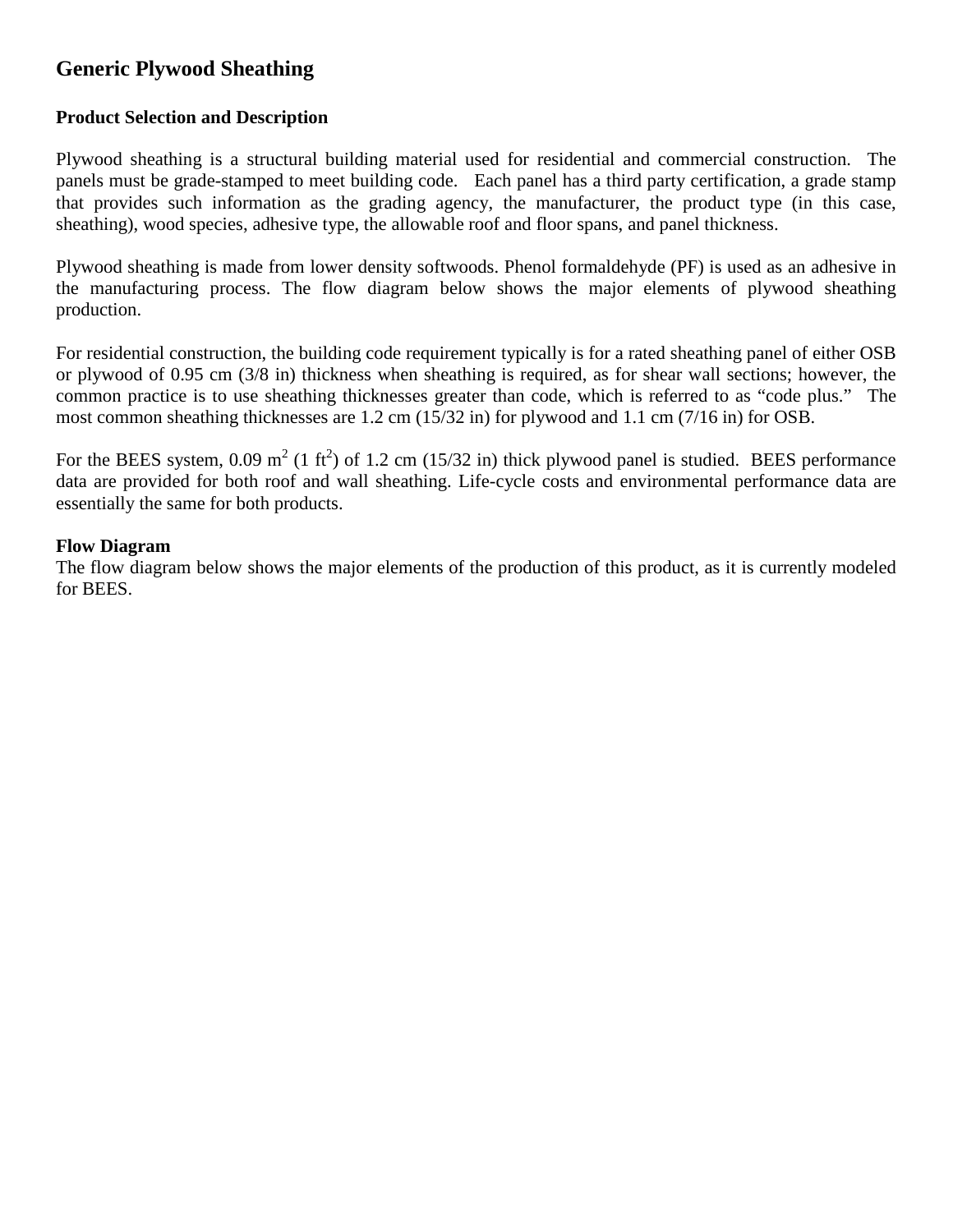# Generic Plywood Sheathing

## Product Selection and Description

Plywood sheathing is a structural building material used for residential and commercial construction. The panels must be grade-stamped to meet building code. Each panel has a third party certification, a grade stamp that provides such information as the grading agency, the manufacturer, the product type (in this case, sheathing), wood species, adhesive type, the allowable roof and floor spans, and panel thickness.

Plywood sheathing is made from lower density softwoods. Phenol formaldehyde (PF) is used as an adhesive in the manufacturing process. The flow diagram below shows the major elements of plywood sheathing production.

For residential construction, the building code requirement typically is for a rated sheathing panel of either OSB or plywood of 0.95 cm (3/8 in) thickness when sheathing is required, as for shear wall sections; however, the common practice is to use sheathing thicknesses greater than code, which is referred to as "code plus." The most common sheathing thicknesses are 1.2 cm (15/32 in) for plywood and 1.1 cm (7/16 in) for OSB.

For the BEES system, 0.09 $m^2$ (1 $ft^2$) of 1.2 cm (15/32 in) thick plywood panel is studied. BEES performance data are provided for both roof and wall sheathing. Life-cycle costs and environmental performance data are essentially the same for both products.

## Flow Diagram

The flow diagram below shows the major elements of the production of this product, as it is currently modeled for BEES.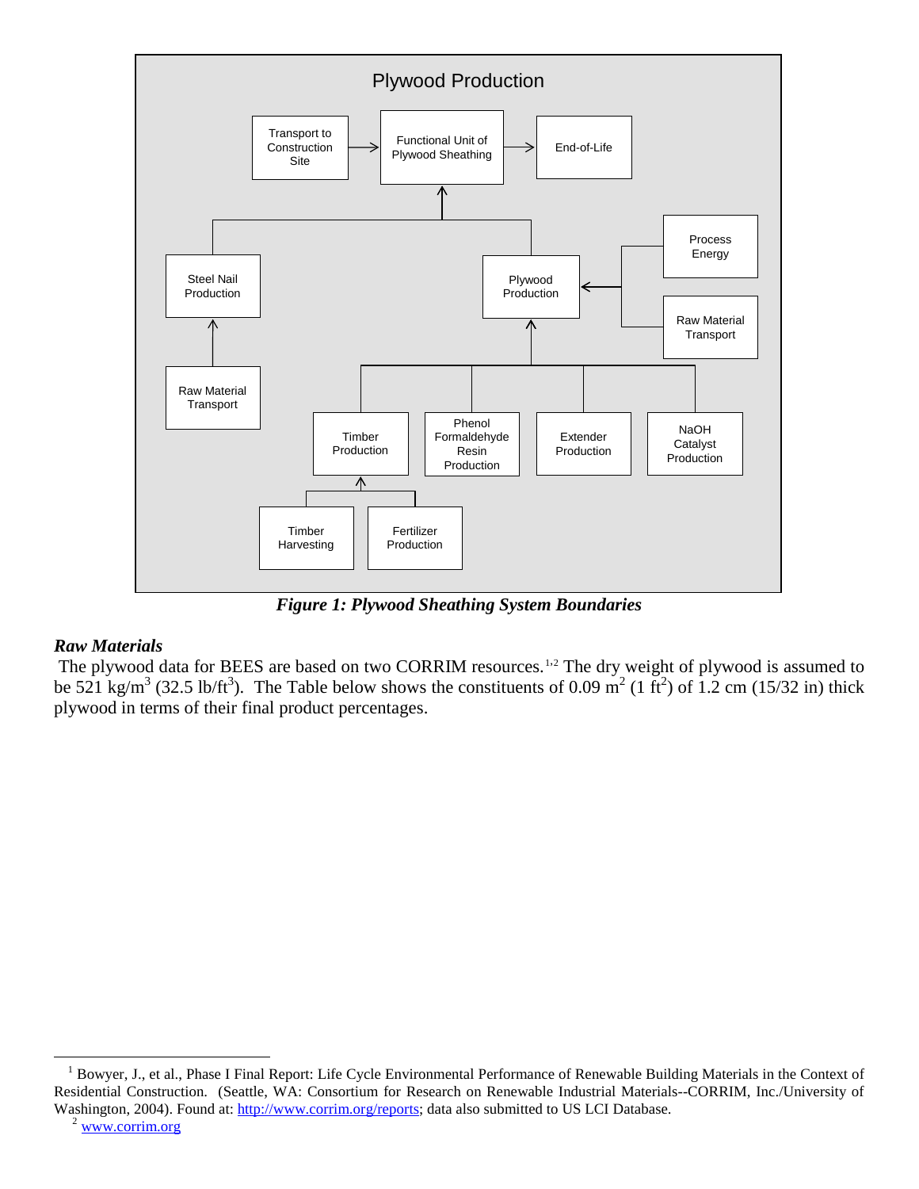*Figure 1: Plywood Sheathing System Boundaries*

### *Raw Materials*

The plywood data for BEES are based on two CORRIM resources.[1,2] The dry weight of plywood is assumed to be 521 kg/m$^3$ (32.5 lb/ft$^3$). The Table below shows the constituents of 0.09 m$^2$ (1 ft$^2$) of 1.2 cm (15/32 in) thick plywood in terms of their final product percentages.

---

[1] Bowyer, J., et al., Phase I Final Report: Life Cycle Environmental Performance of Renewable Building Materials in the Context of Residential Construction. (Seattle, WA: Consortium for Research on Renewable Industrial Materials--CORRIM, Inc./University of Washington, 2004). Found at: [http://www.corrim.org/reports](http://www.corrim.org/reports); data also submitted to US LCI Database.

[2] [www.corrim.org](http://www.corrim.org)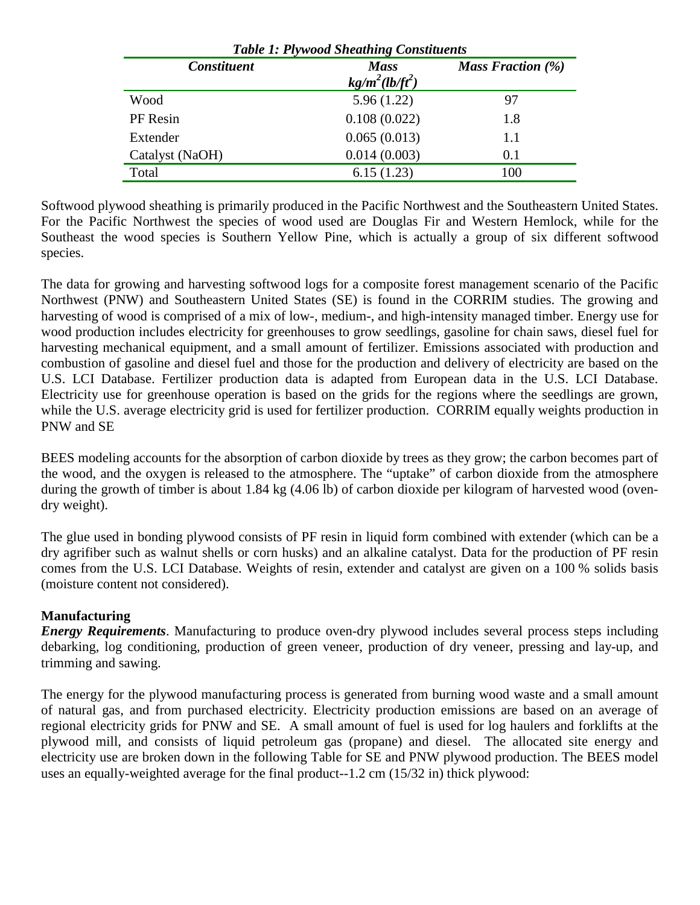*Table 1: Plywood Sheathing Constituents*

| *Constituent* | *Mass* $kg/m^2 (lb/ft^2)$ | *Mass Fraction (%)* |
|---|---|---|
| Wood | 5.96 (1.22) | 97 |
| PF Resin | 0.108 (0.022) | 1.8 |
| Extender | 0.065 (0.013) | 1.1 |
| Catalyst (NaOH) | 0.014 (0.003) | 0.1 |
| Total | 6.15 (1.23) | 100 |

Softwood plywood sheathing is primarily produced in the Pacific Northwest and the Southeastern United States. For the Pacific Northwest the species of wood used are Douglas Fir and Western Hemlock, while for the Southeast the wood species is Southern Yellow Pine, which is actually a group of six different softwood species.

The data for growing and harvesting softwood logs for a composite forest management scenario of the Pacific Northwest (PNW) and Southeastern United States (SE) is found in the CORRIM studies. The growing and harvesting of wood is comprised of a mix of low-, medium-, and high-intensity managed timber. Energy use for wood production includes electricity for greenhouses to grow seedlings, gasoline for chain saws, diesel fuel for harvesting mechanical equipment, and a small amount of fertilizer. Emissions associated with production and combustion of gasoline and diesel fuel and those for the production and delivery of electricity are based on the U.S. LCI Database. Fertilizer production data is adapted from European data in the U.S. LCI Database. Electricity use for greenhouse operation is based on the grids for the regions where the seedlings are grown, while the U.S. average electricity grid is used for fertilizer production. CORRIM equally weights production in PNW and SE

BEES modeling accounts for the absorption of carbon dioxide by trees as they grow; the carbon becomes part of the wood, and the oxygen is released to the atmosphere. The "uptake" of carbon dioxide from the atmosphere during the growth of timber is about 1.84 kg (4.06 lb) of carbon dioxide per kilogram of harvested wood (oven-dry weight).

The glue used in bonding plywood consists of PF resin in liquid form combined with extender (which can be a dry agrifiber such as walnut shells or corn husks) and an alkaline catalyst. Data for the production of PF resin comes from the U.S. LCI Database. Weights of resin, extender and catalyst are given on a 100 % solids basis (moisture content not considered).

**Manufacturing**

***Energy Requirements***. Manufacturing to produce oven-dry plywood includes several process steps including debarking, log conditioning, production of green veneer, production of dry veneer, pressing and lay-up, and trimming and sawing.

The energy for the plywood manufacturing process is generated from burning wood waste and a small amount of natural gas, and from purchased electricity. Electricity production emissions are based on an average of regional electricity grids for PNW and SE. A small amount of fuel is used for log haulers and forklifts at the plywood mill, and consists of liquid petroleum gas (propane) and diesel. The allocated site energy and electricity use are broken down in the following Table for SE and PNW plywood production. The BEES model uses an equally-weighted average for the final product--1.2 cm (15/32 in) thick plywood: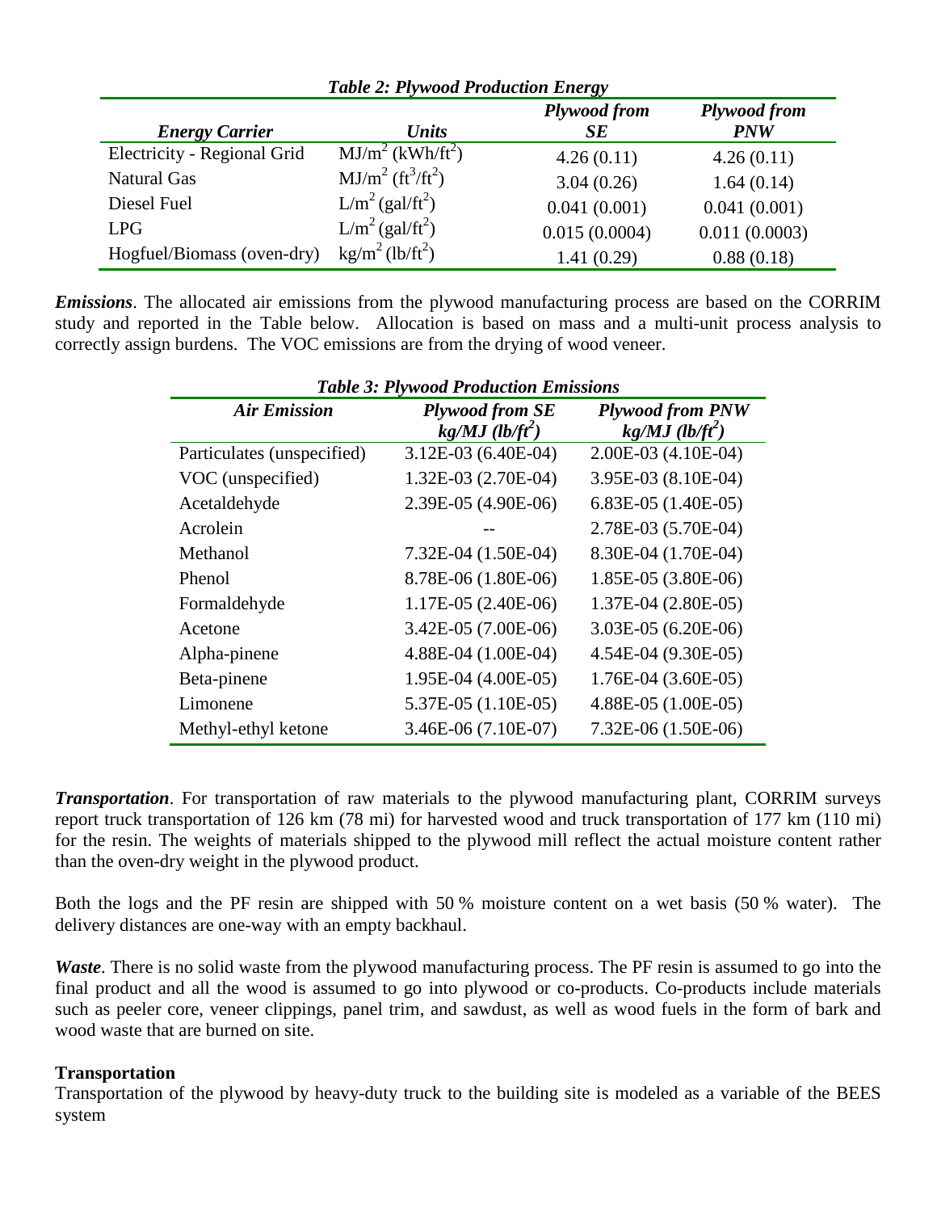*Table 2: Plywood Production Energy*

| *Energy Carrier* | *Units* | *Plywood from SE* | *Plywood from PNW* |
|---|---|---|---|
| Electricity - Regional Grid | $MJ/m^2$ ($kWh/ft^2$) | 4.26 (0.11) | 4.26 (0.11) |
| Natural Gas | $MJ/m^2$ ($ft^3/ft^2$) | 3.04 (0.26) | 1.64 (0.14) |
| Diesel Fuel | $L/m^2$ ($gal/ft^2$) | 0.041 (0.001) | 0.041 (0.001) |
| LPG | $L/m^2$ ($gal/ft^2$) | 0.015 (0.0004) | 0.011 (0.0003) |
| Hogfuel/Biomass (oven-dry) | $kg/m^2$ ($lb/ft^2$) | 1.41 (0.29) | 0.88 (0.18) |

***Emissions***. The allocated air emissions from the plywood manufacturing process are based on the CORRIM study and reported in the Table below. Allocation is based on mass and a multi-unit process analysis to correctly assign burdens. The VOC emissions are from the drying of wood veneer.

*Table 3: Plywood Production Emissions*

| *Air Emission* | *Plywood from SE kg/MJ ($lb/ft^2$)* | *Plywood from PNW kg/MJ ($lb/ft^2$)* |
|---|---|---|
| Particulates (unspecified) | 3.12E-03 (6.40E-04) | 2.00E-03 (4.10E-04) |
| VOC (unspecified) | 1.32E-03 (2.70E-04) | 3.95E-03 (8.10E-04) |
| Acetaldehyde | 2.39E-05 (4.90E-06) | 6.83E-05 (1.40E-05) |
| Acrolein | -- | 2.78E-03 (5.70E-04) |
| Methanol | 7.32E-04 (1.50E-04) | 8.30E-04 (1.70E-04) |
| Phenol | 8.78E-06 (1.80E-06) | 1.85E-05 (3.80E-06) |
| Formaldehyde | 1.17E-05 (2.40E-06) | 1.37E-04 (2.80E-05) |
| Acetone | 3.42E-05 (7.00E-06) | 3.03E-05 (6.20E-06) |
| Alpha-pinene | 4.88E-04 (1.00E-04) | 4.54E-04 (9.30E-05) |
| Beta-pinene | 1.95E-04 (4.00E-05) | 1.76E-04 (3.60E-05) |
| Limonene | 5.37E-05 (1.10E-05) | 4.88E-05 (1.00E-05) |
| Methyl-ethyl ketone | 3.46E-06 (7.10E-07) | 7.32E-06 (1.50E-06) |

***Transportation***. For transportation of raw materials to the plywood manufacturing plant, CORRIM surveys report truck transportation of 126 km (78 mi) for harvested wood and truck transportation of 177 km (110 mi) for the resin. The weights of materials shipped to the plywood mill reflect the actual moisture content rather than the oven-dry weight in the plywood product.

Both the logs and the PF resin are shipped with 50 % moisture content on a wet basis (50 % water). The delivery distances are one-way with an empty backhaul.

***Waste***. There is no solid waste from the plywood manufacturing process. The PF resin is assumed to go into the final product and all the wood is assumed to go into plywood or co-products. Co-products include materials such as peeler core, veneer clippings, panel trim, and sawdust, as well as wood fuels in the form of bark and wood waste that are burned on site.

**Transportation**

Transportation of the plywood by heavy-duty truck to the building site is modeled as a variable of the BEES system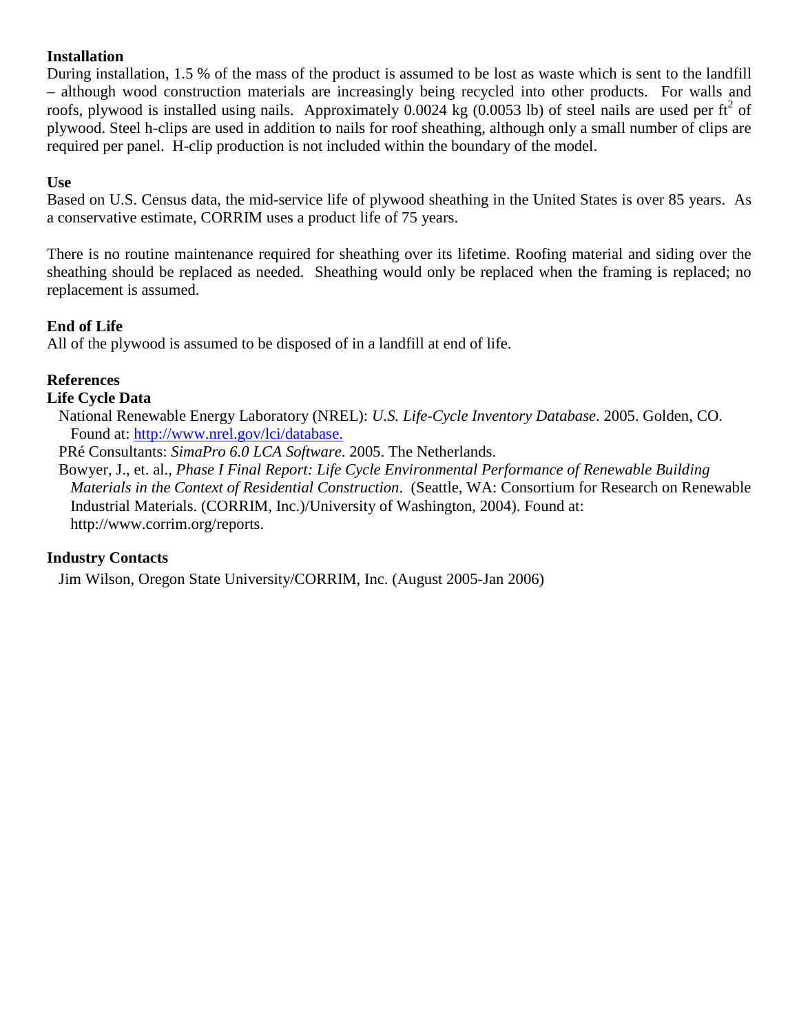**Installation**

During installation, 1.5 % of the mass of the product is assumed to be lost as waste which is sent to the landfill – although wood construction materials are increasingly being recycled into other products. For walls and roofs, plywood is installed using nails. Approximately 0.0024 kg (0.0053 lb) of steel nails are used per $ft^2$ of plywood. Steel h-clips are used in addition to nails for roof sheathing, although only a small number of clips are required per panel. H-clip production is not included within the boundary of the model.

**Use**

Based on U.S. Census data, the mid-service life of plywood sheathing in the United States is over 85 years. As a conservative estimate, CORRIM uses a product life of 75 years.

There is no routine maintenance required for sheathing over its lifetime. Roofing material and siding over the sheathing should be replaced as needed. Sheathing would only be replaced when the framing is replaced; no replacement is assumed.

**End of Life**

All of the plywood is assumed to be disposed of in a landfill at end of life.

**References**

**Life Cycle Data**

National Renewable Energy Laboratory (NREL): *U.S. Life-Cycle Inventory Database*. 2005. Golden, CO. Found at: http://www.nrel.gov/lci/database.

PRé Consultants: *SimaPro 6.0 LCA Software*. 2005. The Netherlands.

Bowyer, J., et. al., *Phase I Final Report: Life Cycle Environmental Performance of Renewable Building Materials in the Context of Residential Construction*. (Seattle, WA: Consortium for Research on Renewable Industrial Materials. (CORRIM, Inc.)/University of Washington, 2004). Found at: http://www.corrim.org/reports.

**Industry Contacts**

Jim Wilson, Oregon State University/CORRIM, Inc. (August 2005-Jan 2006)